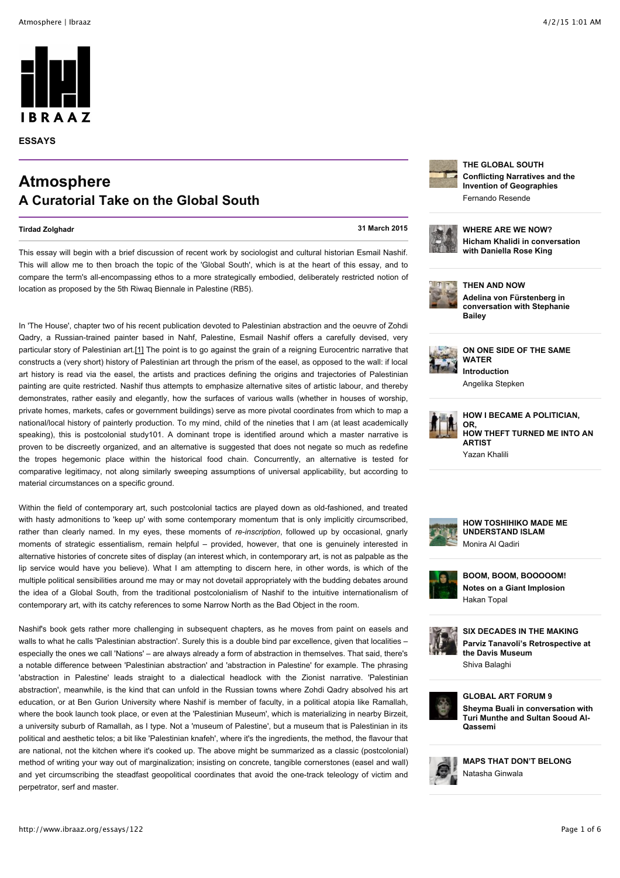**ESSAYS**

# Atmosphere

## A Curatorial Take on the Global South

**Tirdad Zolghadr**

**31 March 2015**

This essay will begin with a brief discussion of recent work by sociologist and cultural historian Esmail Nashif. This will allow me to then broach the topic of the 'Global South', which is at the heart of this essay, and to compare the term's all-encompassing ethos to a more strategically embodied, deliberately restricted notion of location as proposed by the 5th Riwaq Biennale in Palestine (RB5).

In 'The House', chapter two of his recent publication devoted to Palestinian abstraction and the oeuvre of Zohdi Qadry, a Russian-trained painter based in Nahf, Palestine, Esmail Nashif offers a carefully devised, very particular story of Palestinian art.[1] The point is to go against the grain of a reigning Eurocentric narrative that constructs a (very short) history of Palestinian art through the prism of the easel, as opposed to the wall: if local art history is read via the easel, the artists and practices defining the origins and trajectories of Palestinian painting are quite restricted. Nashif thus attempts to emphasize alternative sites of artistic labour, and thereby demonstrates, rather easily and elegantly, how the surfaces of various walls (whether in houses of worship, private homes, markets, cafes or government buildings) serve as more pivotal coordinates from which to map a national/local history of painterly production. To my mind, child of the nineties that I am (at least academically speaking), this is postcolonial study101. A dominant trope is identified around which a master narrative is proven to be discreetly organized, and an alternative is suggested that does not negate so much as redefine the tropes hegemonic place within the historical food chain. Concurrently, an alternative is tested for comparative legitimacy, not along similarly sweeping assumptions of universal applicability, but according to material circumstances on a specific ground.

Within the field of contemporary art, such postcolonial tactics are played down as old-fashioned, and treated with hasty admonitions to 'keep up' with some contemporary momentum that is only implicitly circumscribed, rather than clearly named. In my eyes, these moments of *re-inscription*, followed up by occasional, gnarly moments of strategic essentialism, remain helpful – provided, however, that one is genuinely interested in alternative histories of concrete sites of display (an interest which, in contemporary art, is not as palpable as the lip service would have you believe). What I am attempting to discern here, in other words, is which of the multiple political sensibilities around me may or may not dovetail appropriately with the budding debates around the idea of a Global South, from the traditional postcolonialism of Nashif to the intuitive internationalism of contemporary art, with its catchy references to some Narrow North as the Bad Object in the room.

Nashif's book gets rather more challenging in subsequent chapters, as he moves from paint on easels and walls to what he calls 'Palestinian abstraction'. Surely this is a double bind par excellence, given that localities – especially the ones we call 'Nations' – are always already a form of abstraction in themselves. That said, there's a notable difference between 'Palestinian abstraction' and 'abstraction in Palestine' for example. The phrasing 'abstraction in Palestine' leads straight to a dialectical headlock with the Zionist narrative. 'Palestinian abstraction', meanwhile, is the kind that can unfold in the Russian towns where Zohdi Qadry absolved his art education, or at Ben Gurion University where Nashif is member of faculty, in a political atopia like Ramallah, where the book launch took place, or even at the 'Palestinian Museum', which is materializing in nearby Birzeit, a university suburb of Ramallah, as I type. Not a 'museum of Palestine', but a museum that is Palestinian in its political and aesthetic telos; a bit like 'Palestinian knafeh', where it's the ingredients, the method, the flavour that are national, not the kitchen where it's cooked up. The above might be summarized as a classic (postcolonial) method of writing your way out of marginalization; insisting on concrete, tangible cornerstones (easel and wall) and yet circumscribing the steadfast geopolitical coordinates that avoid the one-track teleology of victim and perpetrator, serf and master.

**THE GLOBAL SOUTH**
**Conflicting Narratives and the Invention of Geographies**
Fernando Resende

**WHERE ARE WE NOW?**
**Hicham Khalidi in conversation with Daniella Rose King**

**THEN AND NOW**
**Adelina von Fürstenberg in conversation with Stephanie Bailey**

**ON ONE SIDE OF THE SAME WATER**
**Introduction**
Angelika Stepken

**HOW I BECAME A POLITICIAN, OR, HOW THEFT TURNED ME INTO AN ARTIST**
Yazan Khalili

**HOW TOSHIHIKO MADE ME UNDERSTAND ISLAM**
Monira Al Qadiri

**BOOM, BOOM, BOOOOOM!**
**Notes on a Giant Implosion**
Hakan Topal

**SIX DECADES IN THE MAKING**
**Parviz Tanavoli's Retrospective at the Davis Museum**
Shiva Balaghi

**GLOBAL ART FORUM 9**
**Sheyma Buali in conversation with Turi Munthe and Sultan Sooud Al-Qassemi**

**MAPS THAT DON'T BELONG**
Natasha Ginwala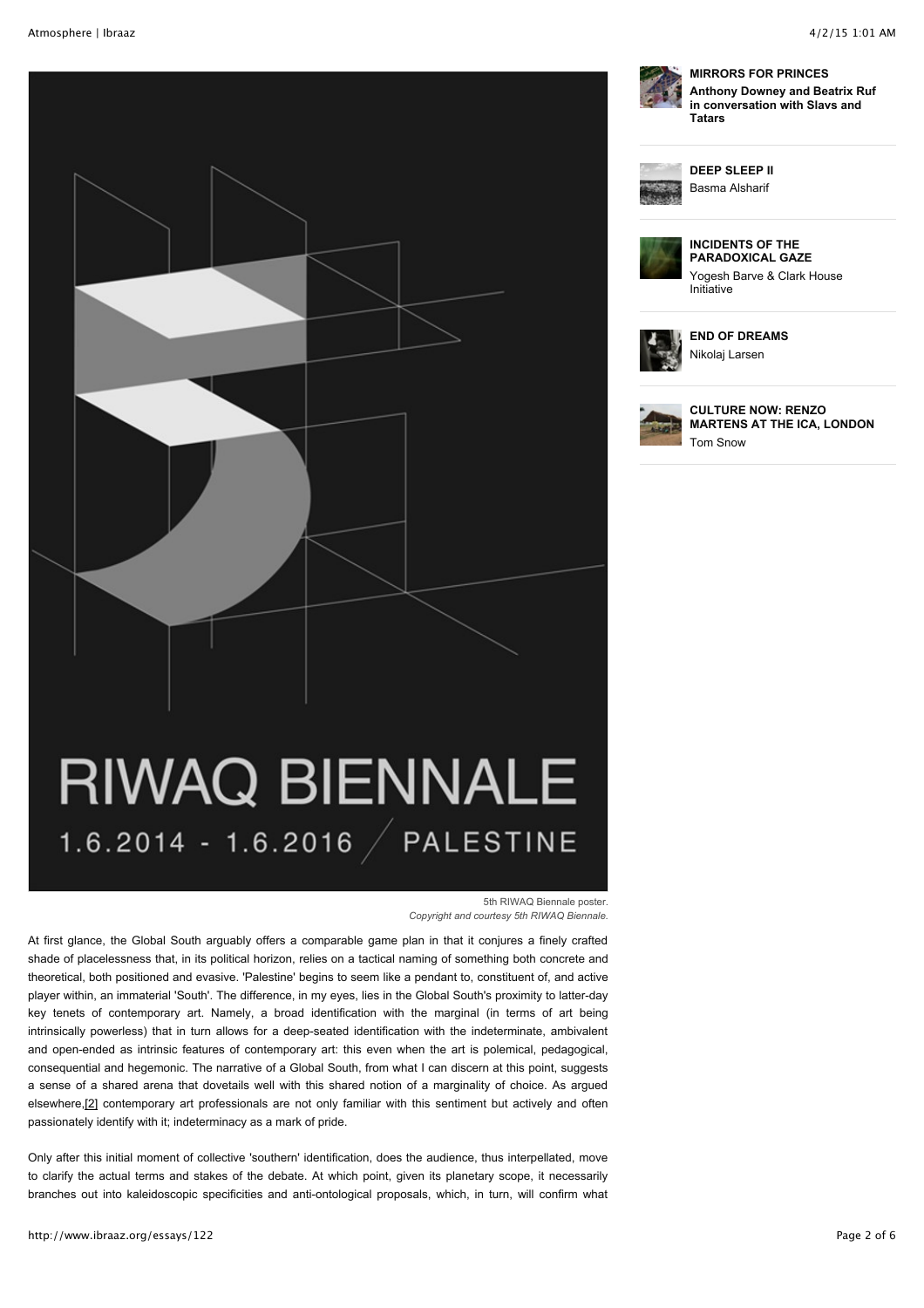5th RIWAQ Biennale poster.
*Copyright and courtesy 5th RIWAQ Biennale.*

**MIRRORS FOR PRINCES**
**Anthony Downey and Beatrix Ruf in conversation with Slavs and Tatars**

**DEEP SLEEP II**
Basma Alsharif

**INCIDENTS OF THE PARADOXICAL GAZE**
Yogesh Barve & Clark House Initiative

**END OF DREAMS**
Nikolaj Larsen

**CULTURE NOW: RENZO MARTENS AT THE ICA, LONDON**
Tom Snow

At first glance, the Global South arguably offers a comparable game plan in that it conjures a finely crafted shade of placelessness that, in its political horizon, relies on a tactical naming of something both concrete and theoretical, both positioned and evasive. 'Palestine' begins to seem like a pendant to, constituent of, and active player within, an immaterial 'South'. The difference, in my eyes, lies in the Global South's proximity to latter-day key tenets of contemporary art. Namely, a broad identification with the marginal (in terms of art being intrinsically powerless) that in turn allows for a deep-seated identification with the indeterminate, ambivalent and open-ended as intrinsic features of contemporary art: this even when the art is polemical, pedagogical, consequential and hegemonic. The narrative of a Global South, from what I can discern at this point, suggests a sense of a shared arena that dovetails well with this shared notion of a marginality of choice. As argued elsewhere,[2] contemporary art professionals are not only familiar with this sentiment but actively and often passionately identify with it; indeterminacy as a mark of pride.

Only after this initial moment of collective 'southern' identification, does the audience, thus interpellated, move to clarify the actual terms and stakes of the debate. At which point, given its planetary scope, it necessarily branches out into kaleidoscopic specificities and anti-ontological proposals, which, in turn, will confirm what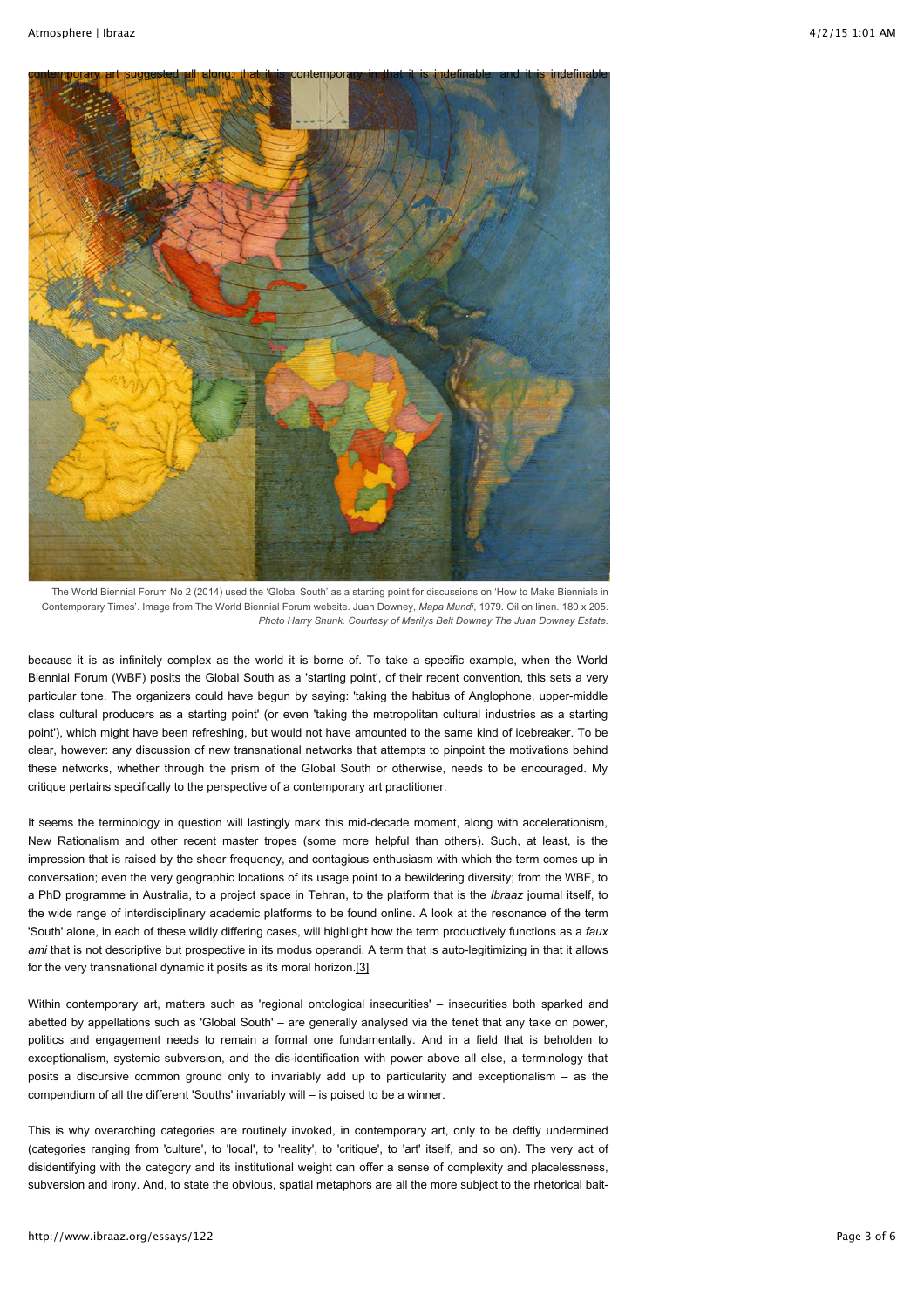contemporary art suggested all along: that it is contemporary in that it is indefinable, and it is indefinable

The World Biennial Forum No 2 (2014) used the 'Global South' as a starting point for discussions on 'How to Make Biennials in Contemporary Times'. Image from The World Biennial Forum website. Juan Downey, *Mapa Mundi*, 1979. Oil on linen. 180 x 205. *Photo Harry Shunk. Courtesy of Merilys Belt Downey The Juan Downey Estate.*

because it is as infinitely complex as the world it is borne of. To take a specific example, when the World Biennial Forum (WBF) posits the Global South as a 'starting point', of their recent convention, this sets a very particular tone. The organizers could have begun by saying: 'taking the habitus of Anglophone, upper-middle class cultural producers as a starting point' (or even 'taking the metropolitan cultural industries as a starting point'), which might have been refreshing, but would not have amounted to the same kind of icebreaker. To be clear, however: any discussion of new transnational networks that attempts to pinpoint the motivations behind these networks, whether through the prism of the Global South or otherwise, needs to be encouraged. My critique pertains specifically to the perspective of a contemporary art practitioner.

It seems the terminology in question will lastingly mark this mid-decade moment, along with accelerationism, New Rationalism and other recent master tropes (some more helpful than others). Such, at least, is the impression that is raised by the sheer frequency, and contagious enthusiasm with which the term comes up in conversation; even the very geographic locations of its usage point to a bewildering diversity; from the WBF, to a PhD programme in Australia, to a project space in Tehran, to the platform that is the *Ibraaz* journal itself, to the wide range of interdisciplinary academic platforms to be found online. A look at the resonance of the term 'South' alone, in each of these wildly differing cases, will highlight how the term productively functions as a *faux ami* that is not descriptive but prospective in its modus operandi. A term that is auto-legitimizing in that it allows for the very transnational dynamic it posits as its moral horizon.[3]

Within contemporary art, matters such as 'regional ontological insecurities' – insecurities both sparked and abetted by appellations such as 'Global South' – are generally analysed via the tenet that any take on power, politics and engagement needs to remain a formal one fundamentally. And in a field that is beholden to exceptionalism, systemic subversion, and the dis-identification with power above all else, a terminology that posits a discursive common ground only to invariably add up to particularity and exceptionalism – as the compendium of all the different 'Souths' invariably will – is poised to be a winner.

This is why overarching categories are routinely invoked, in contemporary art, only to be deftly undermined (categories ranging from 'culture', to 'local', to 'reality', to 'critique', to 'art' itself, and so on). The very act of disidentifying with the category and its institutional weight can offer a sense of complexity and placelessness, subversion and irony. And, to state the obvious, spatial metaphors are all the more subject to the rhetorical bait-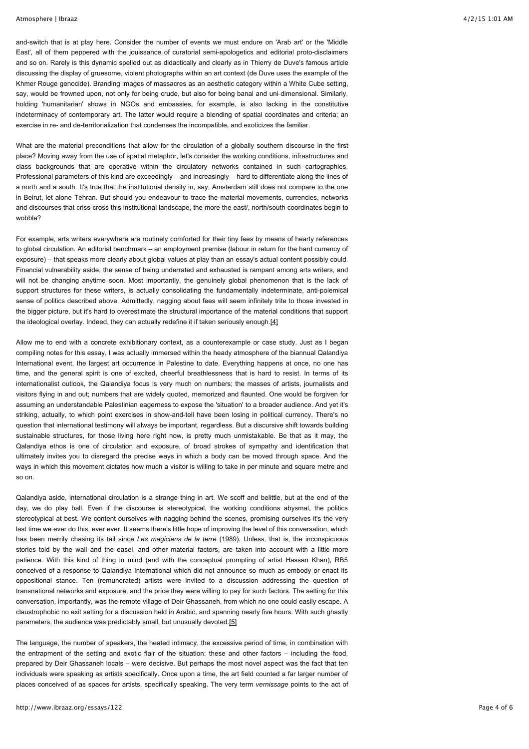and-switch that is at play here. Consider the number of events we must endure on 'Arab art' or the 'Middle East', all of them peppered with the jouissance of curatorial semi-apologetics and editorial proto-disclaimers and so on. Rarely is this dynamic spelled out as didactically and clearly as in Thierry de Duve's famous article discussing the display of gruesome, violent photographs within an art context (de Duve uses the example of the Khmer Rouge genocide). Branding images of massacres as an aesthetic category within a White Cube setting, say, would be frowned upon, not only for being crude, but also for being banal and uni-dimensional. Similarly, holding 'humanitarian' shows in NGOs and embassies, for example, is also lacking in the constitutive indeterminacy of contemporary art. The latter would require a blending of spatial coordinates and criteria; an exercise in re- and de-territorialization that condenses the incompatible, and exoticizes the familiar.

What are the material preconditions that allow for the circulation of a globally southern discourse in the first place? Moving away from the use of spatial metaphor, let's consider the working conditions, infrastructures and class backgrounds that are operative within the circulatory networks contained in such cartographies. Professional parameters of this kind are exceedingly – and increasingly – hard to differentiate along the lines of a north and a south. It's true that the institutional density in, say, Amsterdam still does not compare to the one in Beirut, let alone Tehran. But should you endeavour to trace the material movements, currencies, networks and discourses that criss-cross this institutional landscape, the more the east/, north/south coordinates begin to wobble?

For example, arts writers everywhere are routinely comforted for their tiny fees by means of hearty references to global circulation. An editorial benchmark – an employment premise (labour in return for the hard currency of exposure) – that speaks more clearly about global values at play than an essay's actual content possibly could. Financial vulnerability aside, the sense of being underrated and exhausted is rampant among arts writers, and will not be changing anytime soon. Most importantly, the genuinely global phenomenon that is the lack of support structures for these writers, is actually consolidating the fundamentally indeterminate, anti-polemical sense of politics described above. Admittedly, nagging about fees will seem infinitely trite to those invested in the bigger picture, but it's hard to overestimate the structural importance of the material conditions that support the ideological overlay. Indeed, they can actually redefine it if taken seriously enough.[4]

Allow me to end with a concrete exhibitionary context, as a counterexample or case study. Just as I began compiling notes for this essay, I was actually immersed within the heady atmosphere of the biannual Qalandiya International event, the largest art occurrence in Palestine to date. Everything happens at once, no one has time, and the general spirit is one of excited, cheerful breathlessness that is hard to resist. In terms of its internationalist outlook, the Qalandiya focus is very much on numbers; the masses of artists, journalists and visitors flying in and out; numbers that are widely quoted, memorized and flaunted. One would be forgiven for assuming an understandable Palestinian eagerness to expose the 'situation' to a broader audience. And yet it's striking, actually, to which point exercises in show-and-tell have been losing in political currency. There's no question that international testimony will always be important, regardless. But a discursive shift towards building sustainable structures, for those living here right now, is pretty much unmistakable. Be that as it may, the Qalandiya ethos is one of circulation and exposure, of broad strokes of sympathy and identification that ultimately invites you to disregard the precise ways in which a body can be moved through space. And the ways in which this movement dictates how much a visitor is willing to take in per minute and square metre and so on.

Qalandiya aside, international circulation is a strange thing in art. We scoff and belittle, but at the end of the day, we do play ball. Even if the discourse is stereotypical, the working conditions abysmal, the politics stereotypical at best. We content ourselves with nagging behind the scenes, promising ourselves it's the very last time we ever do this, ever ever. It seems there's little hope of improving the level of this conversation, which has been merrily chasing its tail since *Les magiciens de la terre* (1989). Unless, that is, the inconspicuous stories told by the wall and the easel, and other material factors, are taken into account with a little more patience. With this kind of thing in mind (and with the conceptual prompting of artist Hassan Khan), RB5 conceived of a response to Qalandiya International which did not announce so much as embody or enact its oppositional stance. Ten (remunerated) artists were invited to a discussion addressing the question of transnational networks and exposure, and the price they were willing to pay for such factors. The setting for this conversation, importantly, was the remote village of Deir Ghassaneh, from which no one could easily escape. A claustrophobic no exit setting for a discussion held in Arabic, and spanning nearly five hours. With such ghastly parameters, the audience was predictably small, but unusually devoted.[5]

The language, the number of speakers, the heated intimacy, the excessive period of time, in combination with the entrapment of the setting and exotic flair of the situation: these and other factors – including the food, prepared by Deir Ghassaneh locals – were decisive. But perhaps the most novel aspect was the fact that ten individuals were speaking as artists specifically. Once upon a time, the art field counted a far larger number of places conceived of as spaces for artists, specifically speaking. The very term *vernissage* points to the act of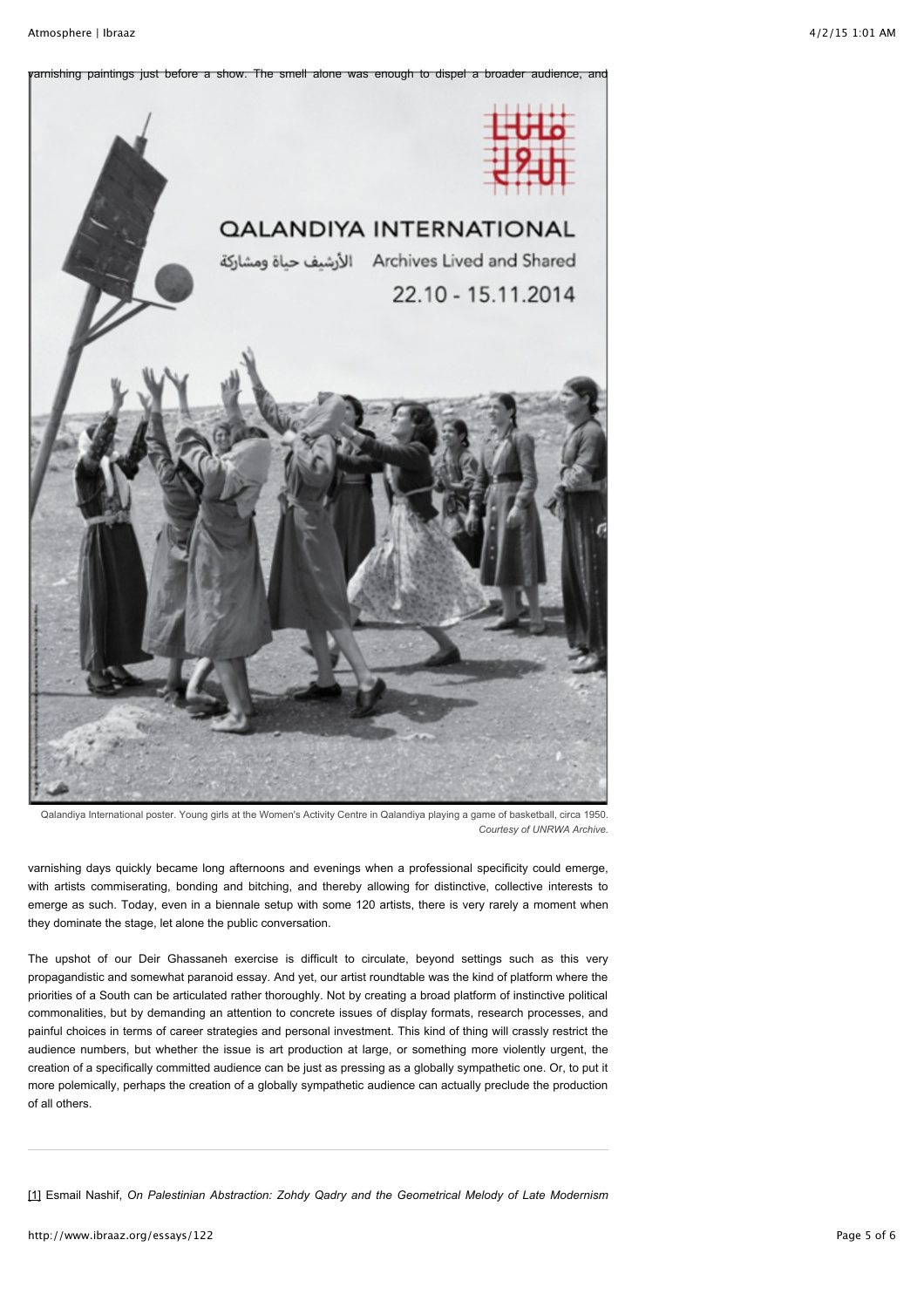varnishing paintings just before a show. The smell alone was enough to dispel a broader audience, and

Qalandiya International poster. Young girls at the Women's Activity Centre in Qalandiya playing a game of basketball, circa 1950. *Courtesy of UNRWA Archive.*

varnishing days quickly became long afternoons and evenings when a professional specificity could emerge, with artists commiserating, bonding and bitching, and thereby allowing for distinctive, collective interests to emerge as such. Today, even in a biennale setup with some 120 artists, there is very rarely a moment when they dominate the stage, let alone the public conversation.

The upshot of our Deir Ghassaneh exercise is difficult to circulate, beyond settings such as this very propagandistic and somewhat paranoid essay. And yet, our artist roundtable was the kind of platform where the priorities of a South can be articulated rather thoroughly. Not by creating a broad platform of instinctive political commonalities, but by demanding an attention to concrete issues of display formats, research processes, and painful choices in terms of career strategies and personal investment. This kind of thing will crassly restrict the audience numbers, but whether the issue is art production at large, or something more violently urgent, the creation of a specifically committed audience can be just as pressing as a globally sympathetic one. Or, to put it more polemically, perhaps the creation of a globally sympathetic audience can actually preclude the production of all others.

---

[1] Esmail Nashif, *On Palestinian Abstraction: Zohdy Qadry and the Geometrical Melody of Late Modernism*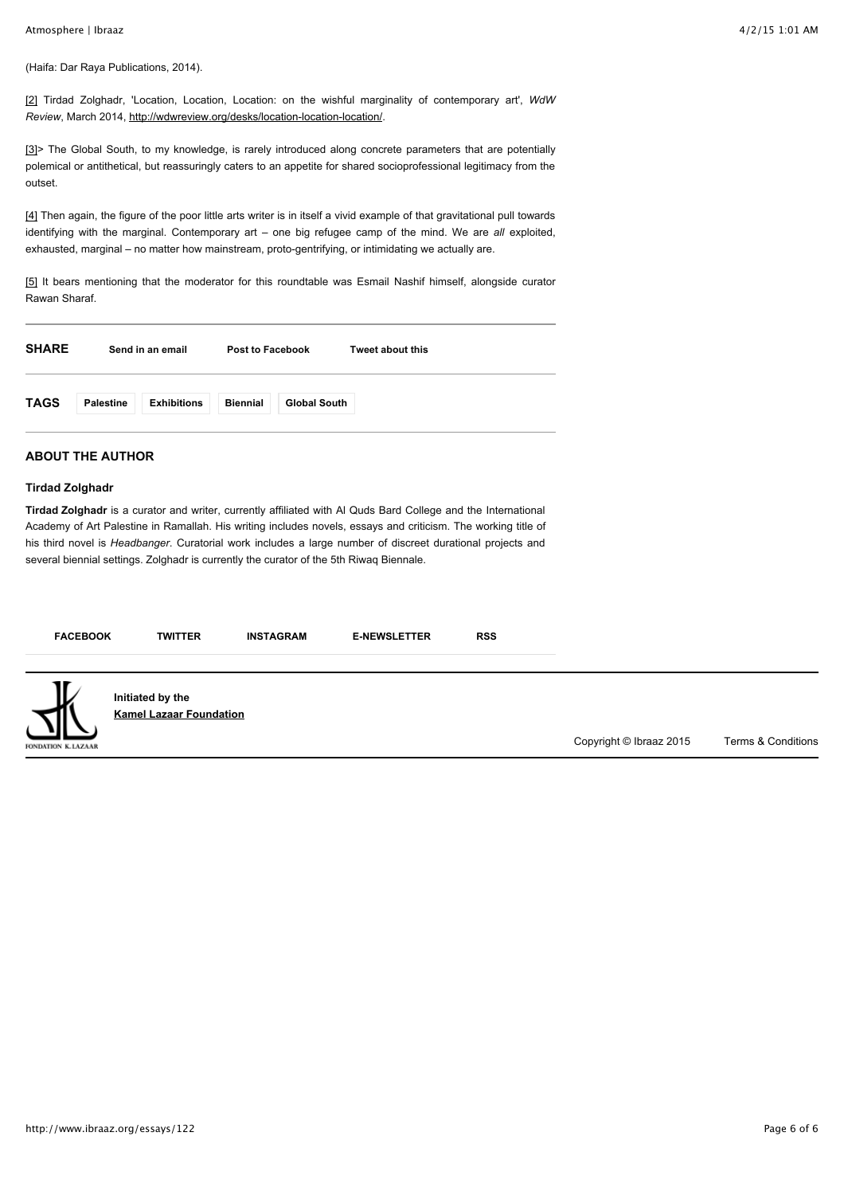(Haifa: Dar Raya Publications, 2014).

[2] Tirdad Zolghadr, 'Location, Location, Location: on the wishful marginality of contemporary art', *WdW Review*, March 2014, http://wdwreview.org/desks/location-location-location/.

[3]> The Global South, to my knowledge, is rarely introduced along concrete parameters that are potentially polemical or antithetical, but reassuringly caters to an appetite for shared socioprofessional legitimacy from the outset.

[4] Then again, the figure of the poor little arts writer is in itself a vivid example of that gravitational pull towards identifying with the marginal. Contemporary art – one big refugee camp of the mind. We are *all* exploited, exhausted, marginal – no matter how mainstream, proto-gentrifying, or intimidating we actually are.

[5] It bears mentioning that the moderator for this roundtable was Esmail Nashif himself, alongside curator Rawan Sharaf.

**SHARE** Send in an email Post to Facebook Tweet about this

**TAGS** Palestine Exhibitions Biennial Global South

## ABOUT THE AUTHOR

### Tirdad Zolghadr

**Tirdad Zolghadr** is a curator and writer, currently affiliated with Al Quds Bard College and the International Academy of Art Palestine in Ramallah. His writing includes novels, essays and criticism. The working title of his third novel is *Headbanger*. Curatorial work includes a large number of discreet durational projects and several biennial settings. Zolghadr is currently the curator of the 5th Riwaq Biennale.

FACEBOOK TWITTER INSTAGRAM E-NEWSLETTER RSS

Initiated by the
Kamel Lazaar Foundation

Copyright © Ibraaz 2015 Terms & Conditions